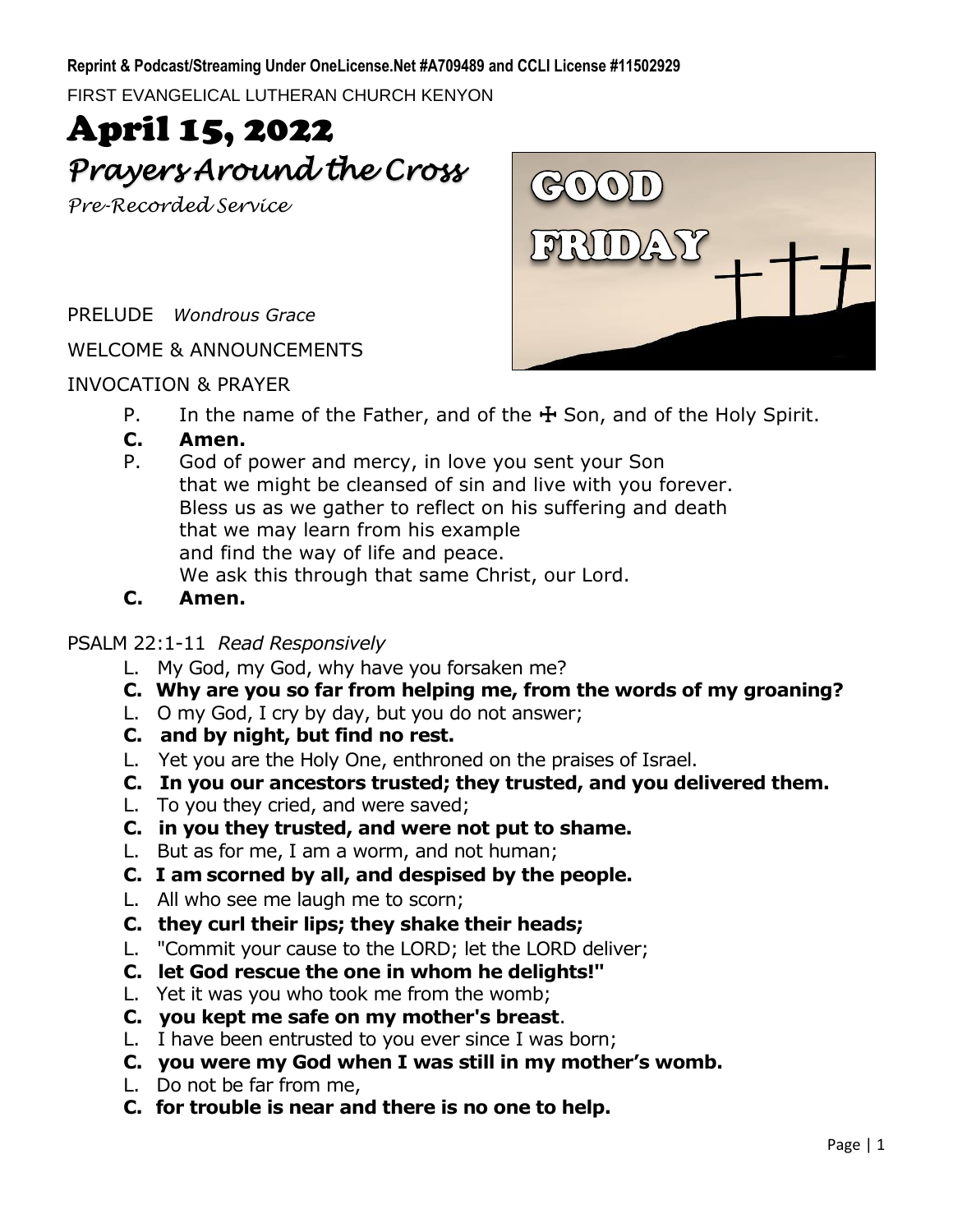**Reprint & Podcast/Streaming Under OneLicense.Net #A709489 and CCLI License #11502929**

FIRST EVANGELICAL LUTHERAN CHURCH KENYON

# April 15, 2022

## *Prayers Around the Cross*

*Pre-Recorded Service*

PRELUDE *Wondrous Grace*

WELCOME & ANNOUNCEMENTS

INVOCATION & PRAYER

P. In the name of the Father, and of the ☩ Son, and of the Holy Spirit.

**C. Amen.**

P. God of power and mercy, in love you sent your Son
that we might be cleansed of sin and live with you forever.
Bless us as we gather to reflect on his suffering and death
that we may learn from his example
and find the way of life and peace.
We ask this through that same Christ, our Lord.

**C. Amen.**

PSALM 22:1-11 *Read Responsively*

L. My God, my God, why have you forsaken me?

**C. Why are you so far from helping me, from the words of my groaning?**

L. O my God, I cry by day, but you do not answer;

**C. and by night, but find no rest.**

L. Yet you are the Holy One, enthroned on the praises of Israel.

**C. In you our ancestors trusted; they trusted, and you delivered them.**

L. To you they cried, and were saved;

**C. in you they trusted, and were not put to shame.**

L. But as for me, I am a worm, and not human;

**C. I am scorned by all, and despised by the people.**

L. All who see me laugh me to scorn;

**C. they curl their lips; they shake their heads;**

L. "Commit your cause to the LORD; let the LORD deliver;

**C. let God rescue the one in whom he delights!"**

L. Yet it was you who took me from the womb;

**C. you kept me safe on my mother's breast**.

L. I have been entrusted to you ever since I was born;

**C. you were my God when I was still in my mother's womb.**

L. Do not be far from me,

**C. for trouble is near and there is no one to help.**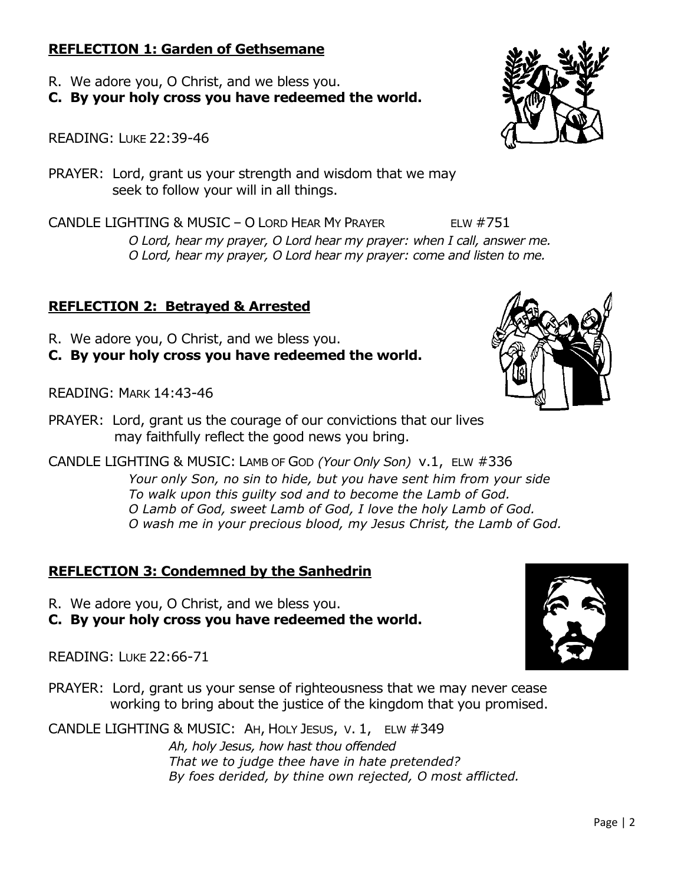**REFLECTION 1: Garden of Gethsemane**

R. We adore you, O Christ, and we bless you.
**C. By your holy cross you have redeemed the world.**

READING: LUKE 22:39-46

PRAYER: Lord, grant us your strength and wisdom that we may seek to follow your will in all things.

CANDLE LIGHTING & MUSIC – O LORD HEAR MY PRAYER ELW #751

*O Lord, hear my prayer, O Lord hear my prayer: when I call, answer me.*
*O Lord, hear my prayer, O Lord hear my prayer: come and listen to me.*

**REFLECTION 2: Betrayed & Arrested**

R. We adore you, O Christ, and we bless you.
**C. By your holy cross you have redeemed the world.**

READING: MARK 14:43-46

PRAYER: Lord, grant us the courage of our convictions that our lives may faithfully reflect the good news you bring.

CANDLE LIGHTING & MUSIC: LAMB OF GOD *(Your Only Son)* v.1, ELW #336

*Your only Son, no sin to hide, but you have sent him from your side*
*To walk upon this guilty sod and to become the Lamb of God.*
*O Lamb of God, sweet Lamb of God, I love the holy Lamb of God.*
*O wash me in your precious blood, my Jesus Christ, the Lamb of God.*

**REFLECTION 3: Condemned by the Sanhedrin**

R. We adore you, O Christ, and we bless you.
**C. By your holy cross you have redeemed the world.**

READING: LUKE 22:66-71

PRAYER: Lord, grant us your sense of righteousness that we may never cease working to bring about the justice of the kingdom that you promised.

CANDLE LIGHTING & MUSIC: AH, HOLY JESUS, V. 1, ELW #349

*Ah, holy Jesus, how hast thou offended*
*That we to judge thee have in hate pretended?*
*By foes derided, by thine own rejected, O most afflicted.*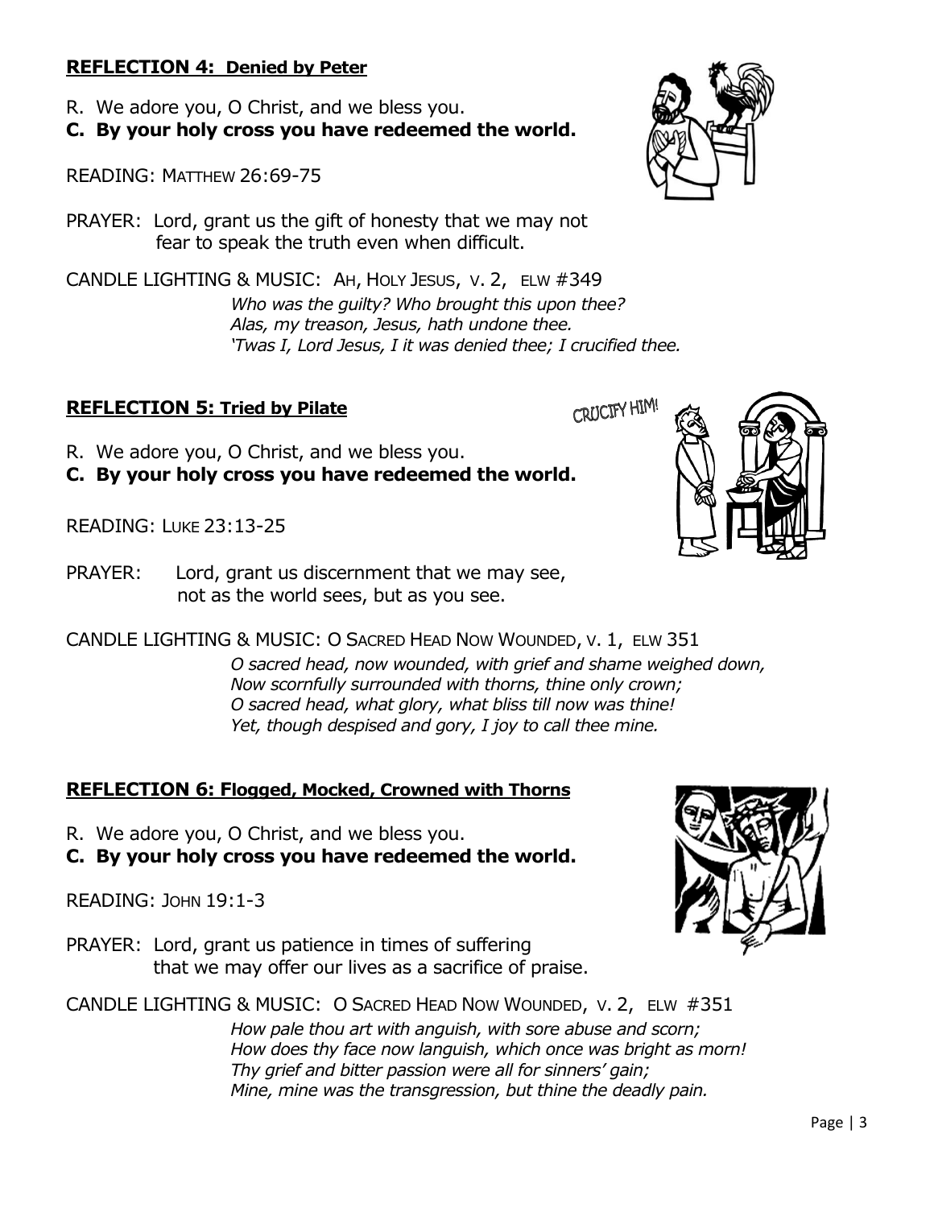## REFLECTION 4: Denied by Peter

R. We adore you, O Christ, and we bless you.
**C. By your holy cross you have redeemed the world.**

READING: MATTHEW 26:69-75

PRAYER: Lord, grant us the gift of honesty that we may not fear to speak the truth even when difficult.

CANDLE LIGHTING & MUSIC: AH, HOLY JESUS, V. 2, ELW #349

*Who was the guilty? Who brought this upon thee?*
*Alas, my treason, Jesus, hath undone thee.*
*'Twas I, Lord Jesus, I it was denied thee; I crucified thee.*

## REFLECTION 5: Tried by Pilate

R. We adore you, O Christ, and we bless you.
**C. By your holy cross you have redeemed the world.**

READING: LUKE 23:13-25

PRAYER: Lord, grant us discernment that we may see, not as the world sees, but as you see.

CANDLE LIGHTING & MUSIC: O SACRED HEAD NOW WOUNDED, V. 1, ELW 351

*O sacred head, now wounded, with grief and shame weighed down,*
*Now scornfully surrounded with thorns, thine only crown;*
*O sacred head, what glory, what bliss till now was thine!*
*Yet, though despised and gory, I joy to call thee mine.*

## REFLECTION 6: Flogged, Mocked, Crowned with Thorns

R. We adore you, O Christ, and we bless you.
**C. By your holy cross you have redeemed the world.**

READING: JOHN 19:1-3

PRAYER: Lord, grant us patience in times of suffering that we may offer our lives as a sacrifice of praise.

CANDLE LIGHTING & MUSIC: O SACRED HEAD NOW WOUNDED, V. 2, ELW #351

*How pale thou art with anguish, with sore abuse and scorn;*
*How does thy face now languish, which once was bright as morn!*
*Thy grief and bitter passion were all for sinners' gain;*
*Mine, mine was the transgression, but thine the deadly pain.*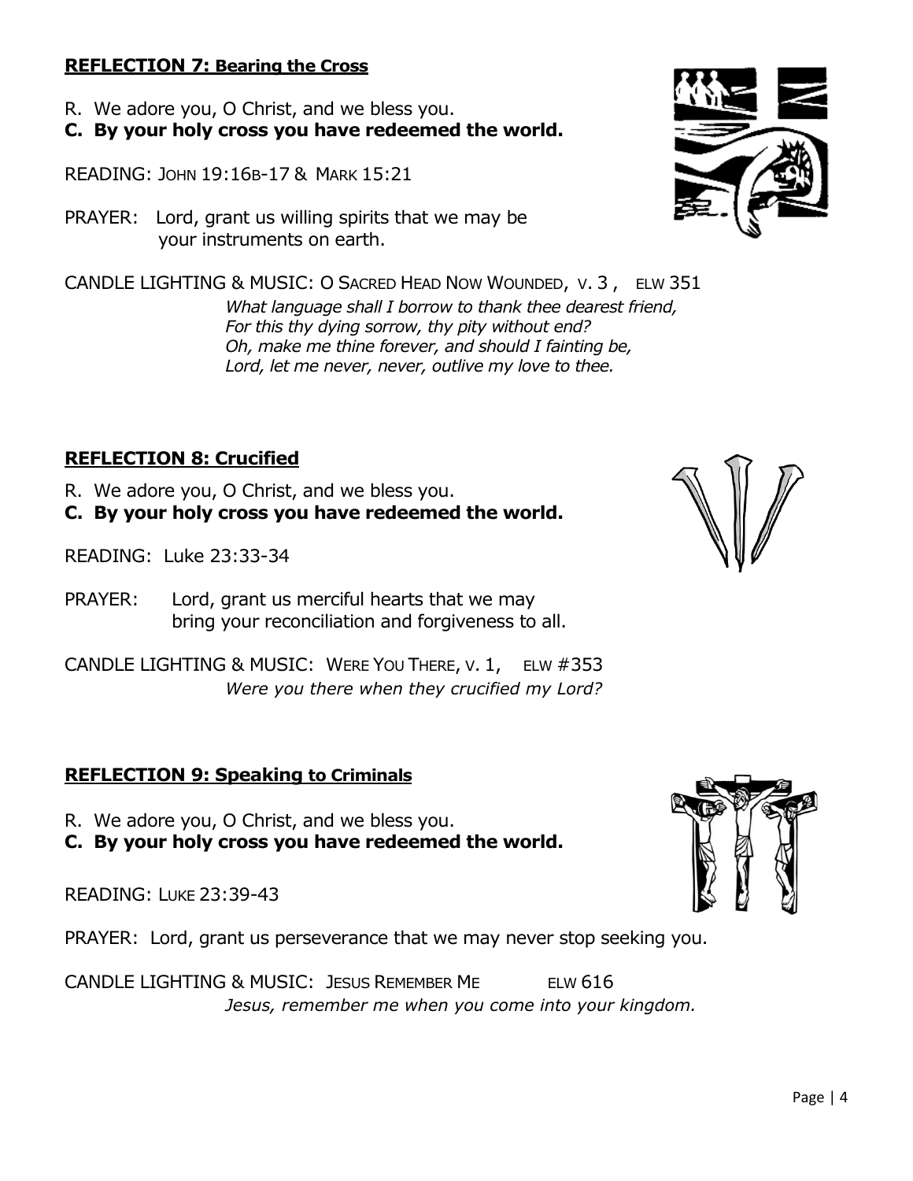**REFLECTION 7: Bearing the Cross**

R. We adore you, O Christ, and we bless you.

**C. By your holy cross you have redeemed the world.**

READING: JOHN 19:16B-17 & MARK 15:21

PRAYER: Lord, grant us willing spirits that we may be your instruments on earth.

CANDLE LIGHTING & MUSIC: O SACRED HEAD NOW WOUNDED, V. 3 , ELW 351

*What language shall I borrow to thank thee dearest friend,*
*For this thy dying sorrow, thy pity without end?*
*Oh, make me thine forever, and should I fainting be,*
*Lord, let me never, never, outlive my love to thee.*

**REFLECTION 8: Crucified**

R. We adore you, O Christ, and we bless you.

**C. By your holy cross you have redeemed the world.**

READING: Luke 23:33-34

PRAYER: Lord, grant us merciful hearts that we may bring your reconciliation and forgiveness to all.

CANDLE LIGHTING & MUSIC: WERE YOU THERE, V. 1, ELW #353

*Were you there when they crucified my Lord?*

**REFLECTION 9: Speaking to Criminals**

R. We adore you, O Christ, and we bless you.

**C. By your holy cross you have redeemed the world.**

READING: LUKE 23:39-43

PRAYER: Lord, grant us perseverance that we may never stop seeking you.

CANDLE LIGHTING & MUSIC: JESUS REMEMBER ME ELW 616

*Jesus, remember me when you come into your kingdom.*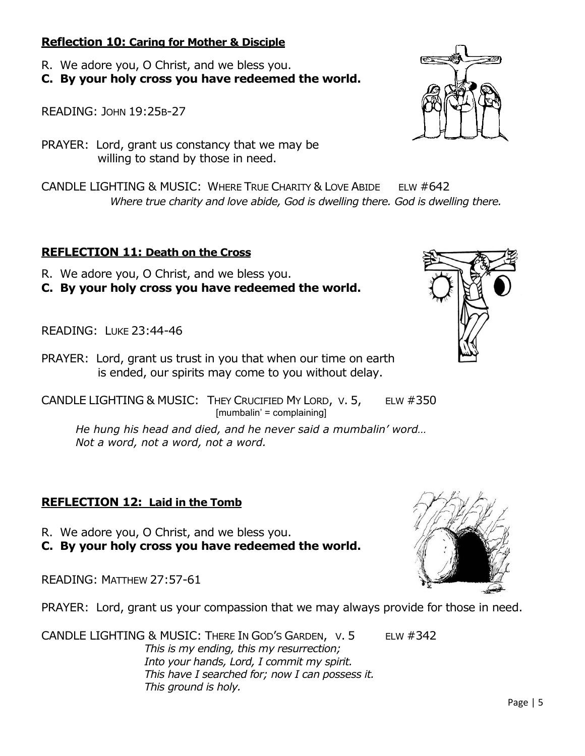### **Reflection 10: Caring for Mother & Disciple**

R. We adore you, O Christ, and we bless you.
**C. By your holy cross you have redeemed the world.**

READING: JOHN 19:25B-27

PRAYER: Lord, grant us constancy that we may be willing to stand by those in need.

CANDLE LIGHTING & MUSIC: WHERE TRUE CHARITY & LOVE ABIDE ELW #642
*Where true charity and love abide, God is dwelling there. God is dwelling there.*

### **REFLECTION 11: Death on the Cross**

R. We adore you, O Christ, and we bless you.
**C. By your holy cross you have redeemed the world.**

READING: LUKE 23:44-46

PRAYER: Lord, grant us trust in you that when our time on earth is ended, our spirits may come to you without delay.

CANDLE LIGHTING & MUSIC: THEY CRUCIFIED MY LORD, V. 5, ELW #350
[mumbalin' = complaining]

*He hung his head and died, and he never said a mumbalin' word…*
*Not a word, not a word, not a word.*

### **REFLECTION 12: Laid in the Tomb**

R. We adore you, O Christ, and we bless you.
**C. By your holy cross you have redeemed the world.**

READING: MATTHEW 27:57-61

PRAYER: Lord, grant us your compassion that we may always provide for those in need.

CANDLE LIGHTING & MUSIC: THERE IN GOD'S GARDEN, V. 5 ELW #342
*This is my ending, this my resurrection;*
*Into your hands, Lord, I commit my spirit.*
*This have I searched for; now I can possess it.*
*This ground is holy.*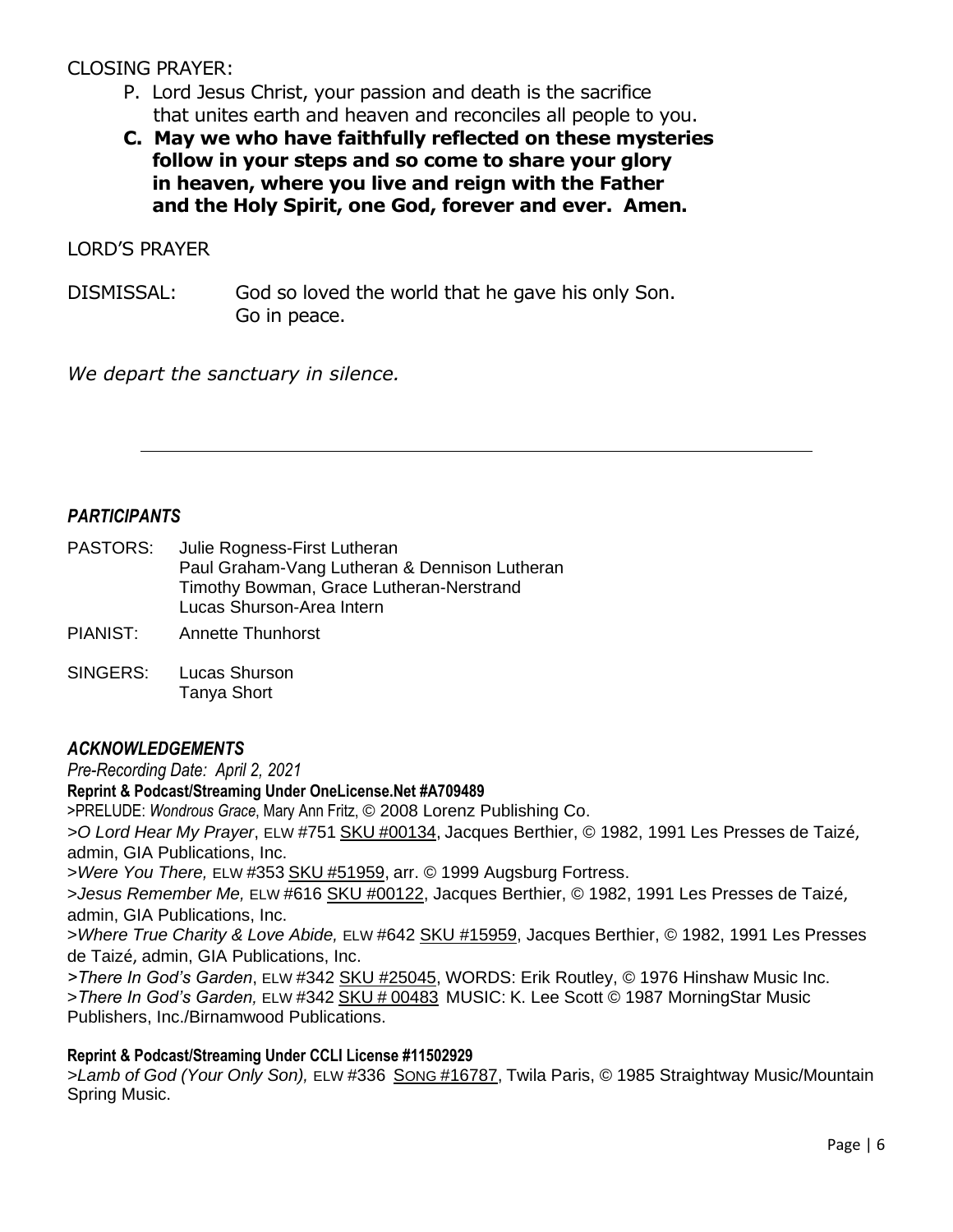CLOSING PRAYER:

P. Lord Jesus Christ, your passion and death is the sacrifice that unites earth and heaven and reconciles all people to you.

**C. May we who have faithfully reflected on these mysteries follow in your steps and so come to share your glory in heaven, where you live and reign with the Father and the Holy Spirit, one God, forever and ever. Amen.**

LORD'S PRAYER

DISMISSAL: God so loved the world that he gave his only Son. Go in peace.

*We depart the sanctuary in silence.*

---

### *PARTICIPANTS*

PASTORS: Julie Rogness-First Lutheran
Paul Graham-Vang Lutheran & Dennison Lutheran
Timothy Bowman, Grace Lutheran-Nerstrand
Lucas Shurson-Area Intern

PIANIST: Annette Thunhorst

SINGERS: Lucas Shurson
Tanya Short

### *ACKNOWLEDGEMENTS*

*Pre-Recording Date: April 2, 2021*

**Reprint & Podcast/Streaming Under OneLicense.Net #A709489**

>PRELUDE: *Wondrous Grace*, Mary Ann Fritz, © 2008 Lorenz Publishing Co.
>*O Lord Hear My Prayer*, ELW #751 SKU #00134, Jacques Berthier, © 1982, 1991 Les Presses de Taizé, admin, GIA Publications, Inc.
>*Were You There,* ELW #353 SKU #51959, arr. © 1999 Augsburg Fortress.
>*Jesus Remember Me,* ELW #616 SKU #00122, Jacques Berthier, © 1982, 1991 Les Presses de Taizé, admin, GIA Publications, Inc.
>*Where True Charity & Love Abide,* ELW #642 SKU #15959, Jacques Berthier, © 1982, 1991 Les Presses de Taizé, admin, GIA Publications, Inc.
>*There In God's Garden*, ELW #342 SKU #25045, WORDS: Erik Routley, © 1976 Hinshaw Music Inc.
>*There In God's Garden,* ELW #342 SKU # 00483 MUSIC: K. Lee Scott © 1987 MorningStar Music Publishers, Inc./Birnamwood Publications.

**Reprint & Podcast/Streaming Under CCLI License #11502929**

>*Lamb of God (Your Only Son),* ELW #336 SONG #16787, Twila Paris, © 1985 Straightway Music/Mountain Spring Music.